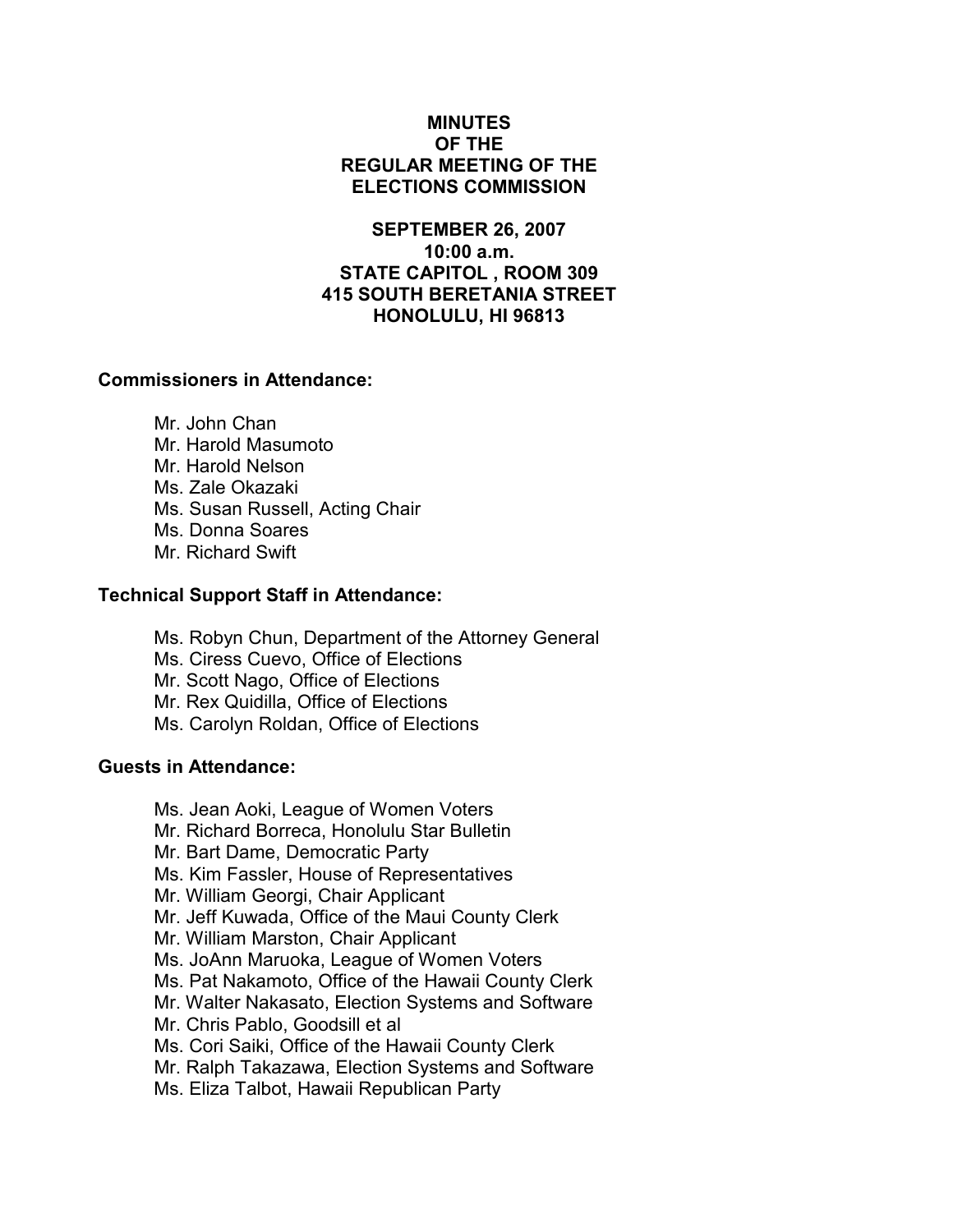# MINUTES OF THE REGULAR MEETING OF THE ELECTIONS COMMISSION

**SEPTEMBER 26, 2007**
**10:00 a.m.**
**STATE CAPITOL , ROOM 309**
**415 SOUTH BERETANIA STREET**
**HONOLULU, HI 96813**

**Commissioners in Attendance:**

Mr. John Chan
Mr. Harold Masumoto
Mr. Harold Nelson
Ms. Zale Okazaki
Ms. Susan Russell, Acting Chair
Ms. Donna Soares
Mr. Richard Swift

**Technical Support Staff in Attendance:**

Ms. Robyn Chun, Department of the Attorney General
Ms. Ciress Cuevo, Office of Elections
Mr. Scott Nago, Office of Elections
Mr. Rex Quidilla, Office of Elections
Ms. Carolyn Roldan, Office of Elections

**Guests in Attendance:**

Ms. Jean Aoki, League of Women Voters
Mr. Richard Borreca, Honolulu Star Bulletin
Mr. Bart Dame, Democratic Party
Ms. Kim Fassler, House of Representatives
Mr. William Georgi, Chair Applicant
Mr. Jeff Kuwada, Office of the Maui County Clerk
Mr. William Marston, Chair Applicant
Ms. JoAnn Maruoka, League of Women Voters
Ms. Pat Nakamoto, Office of the Hawaii County Clerk
Mr. Walter Nakasato, Election Systems and Software
Mr. Chris Pablo, Goodsill et al
Ms. Cori Saiki, Office of the Hawaii County Clerk
Mr. Ralph Takazawa, Election Systems and Software
Ms. Eliza Talbot, Hawaii Republican Party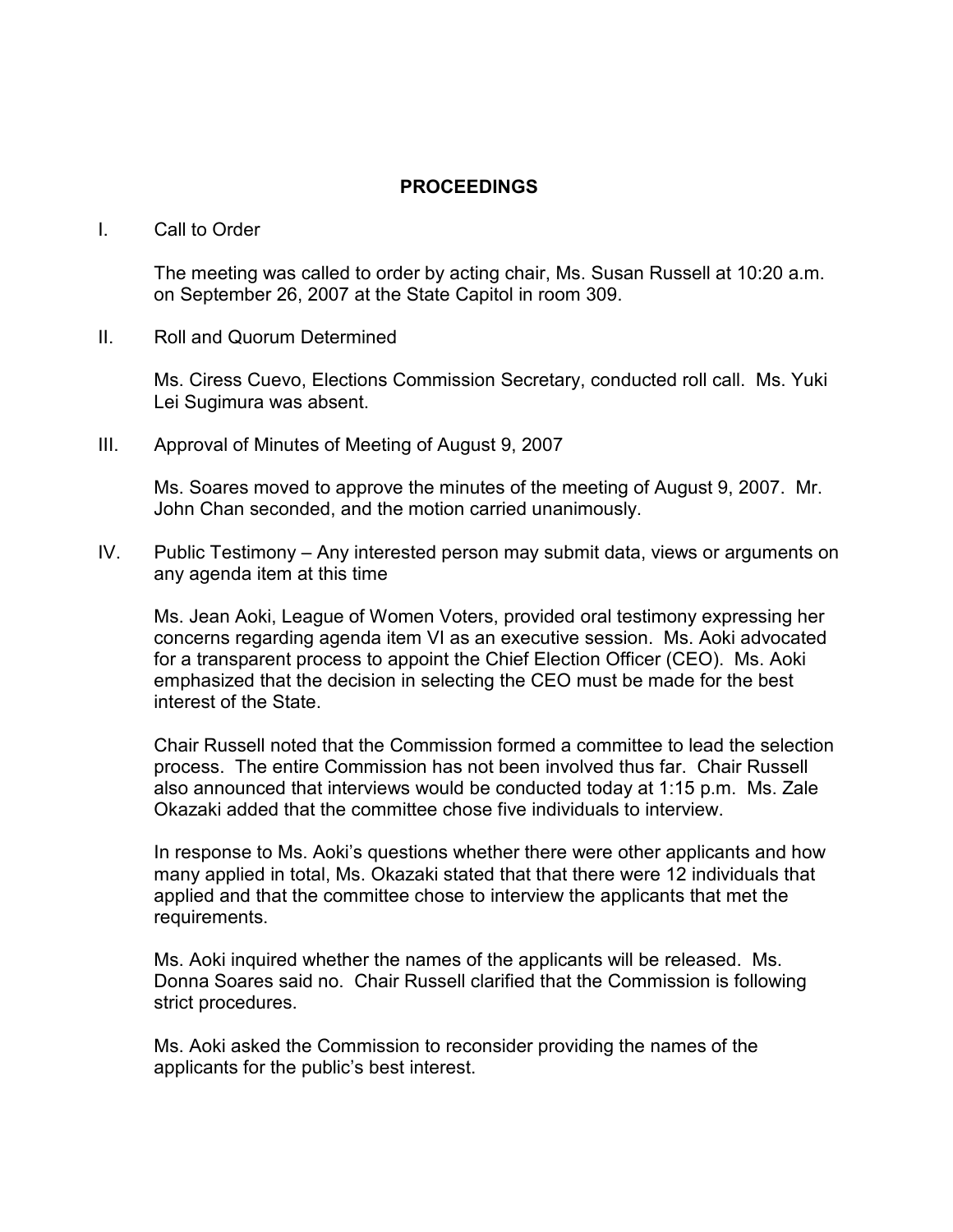# PROCEEDINGS

I. Call to Order

The meeting was called to order by acting chair, Ms. Susan Russell at 10:20 a.m. on September 26, 2007 at the State Capitol in room 309.

II. Roll and Quorum Determined

Ms. Ciress Cuevo, Elections Commission Secretary, conducted roll call. Ms. Yuki Lei Sugimura was absent.

III. Approval of Minutes of Meeting of August 9, 2007

Ms. Soares moved to approve the minutes of the meeting of August 9, 2007. Mr. John Chan seconded, and the motion carried unanimously.

IV. Public Testimony – Any interested person may submit data, views or arguments on any agenda item at this time

Ms. Jean Aoki, League of Women Voters, provided oral testimony expressing her concerns regarding agenda item VI as an executive session. Ms. Aoki advocated for a transparent process to appoint the Chief Election Officer (CEO). Ms. Aoki emphasized that the decision in selecting the CEO must be made for the best interest of the State.

Chair Russell noted that the Commission formed a committee to lead the selection process. The entire Commission has not been involved thus far. Chair Russell also announced that interviews would be conducted today at 1:15 p.m. Ms. Zale Okazaki added that the committee chose five individuals to interview.

In response to Ms. Aoki's questions whether there were other applicants and how many applied in total, Ms. Okazaki stated that that there were 12 individuals that applied and that the committee chose to interview the applicants that met the requirements.

Ms. Aoki inquired whether the names of the applicants will be released. Ms. Donna Soares said no. Chair Russell clarified that the Commission is following strict procedures.

Ms. Aoki asked the Commission to reconsider providing the names of the applicants for the public's best interest.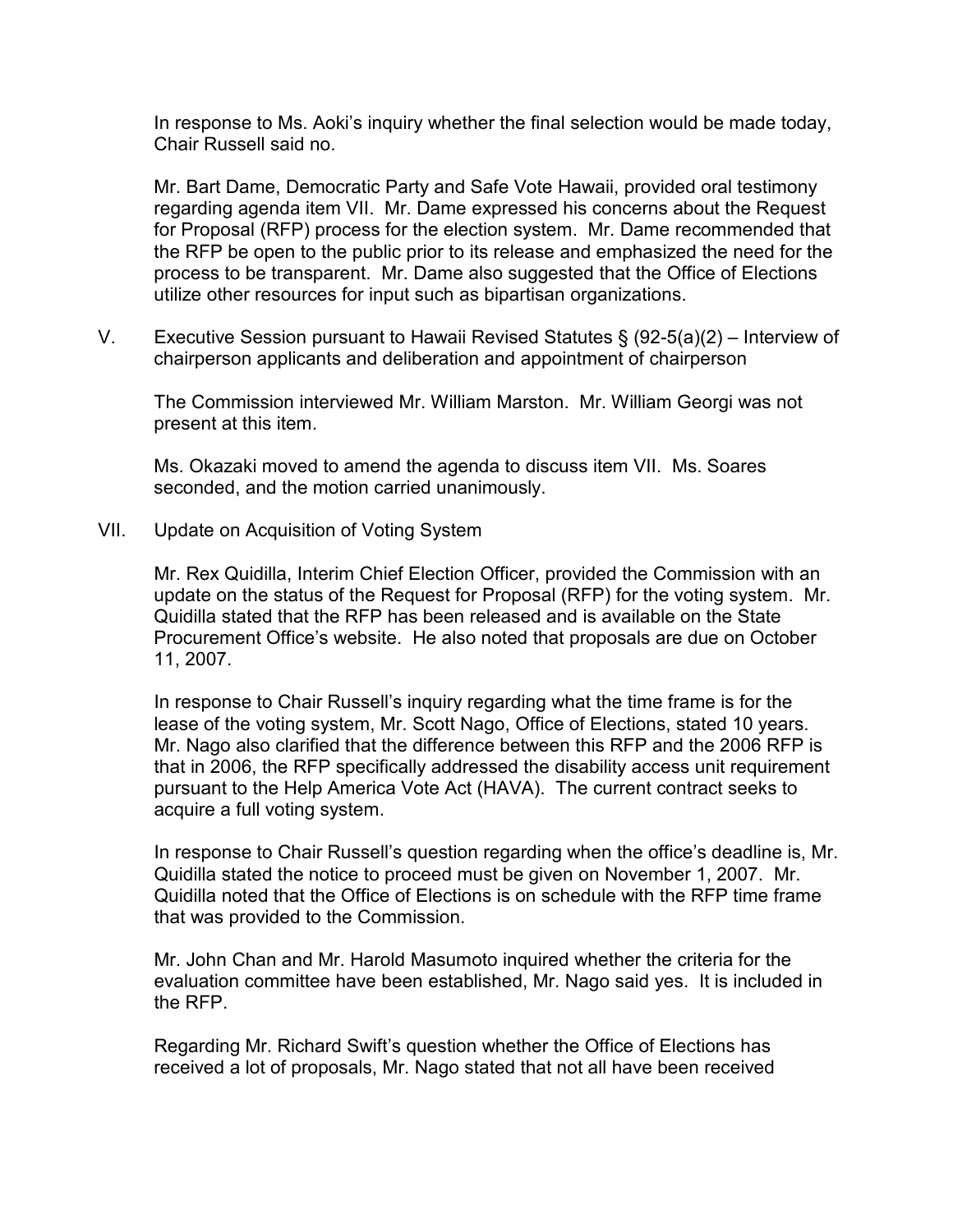In response to Ms. Aoki's inquiry whether the final selection would be made today, Chair Russell said no.

Mr. Bart Dame, Democratic Party and Safe Vote Hawaii, provided oral testimony regarding agenda item VII. Mr. Dame expressed his concerns about the Request for Proposal (RFP) process for the election system. Mr. Dame recommended that the RFP be open to the public prior to its release and emphasized the need for the process to be transparent. Mr. Dame also suggested that the Office of Elections utilize other resources for input such as bipartisan organizations.

V. Executive Session pursuant to Hawaii Revised Statutes § (92-5(a)(2) – Interview of chairperson applicants and deliberation and appointment of chairperson

The Commission interviewed Mr. William Marston. Mr. William Georgi was not present at this item.

Ms. Okazaki moved to amend the agenda to discuss item VII. Ms. Soares seconded, and the motion carried unanimously.

VII. Update on Acquisition of Voting System

Mr. Rex Quidilla, Interim Chief Election Officer, provided the Commission with an update on the status of the Request for Proposal (RFP) for the voting system. Mr. Quidilla stated that the RFP has been released and is available on the State Procurement Office's website. He also noted that proposals are due on October 11, 2007.

In response to Chair Russell's inquiry regarding what the time frame is for the lease of the voting system, Mr. Scott Nago, Office of Elections, stated 10 years. Mr. Nago also clarified that the difference between this RFP and the 2006 RFP is that in 2006, the RFP specifically addressed the disability access unit requirement pursuant to the Help America Vote Act (HAVA). The current contract seeks to acquire a full voting system.

In response to Chair Russell's question regarding when the office's deadline is, Mr. Quidilla stated the notice to proceed must be given on November 1, 2007. Mr. Quidilla noted that the Office of Elections is on schedule with the RFP time frame that was provided to the Commission.

Mr. John Chan and Mr. Harold Masumoto inquired whether the criteria for the evaluation committee have been established, Mr. Nago said yes. It is included in the RFP.

Regarding Mr. Richard Swift's question whether the Office of Elections has received a lot of proposals, Mr. Nago stated that not all have been received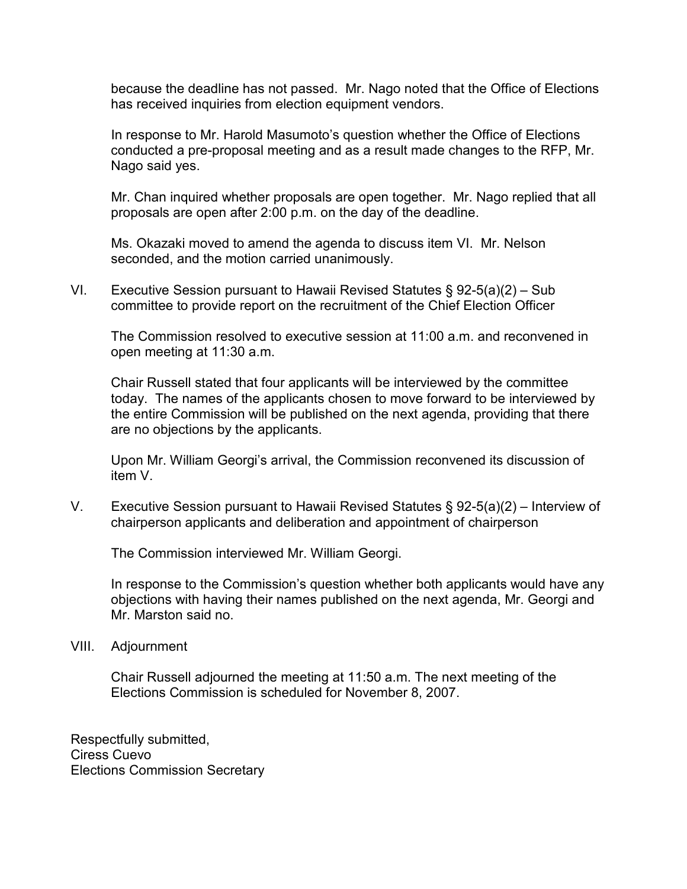because the deadline has not passed. Mr. Nago noted that the Office of Elections has received inquiries from election equipment vendors.

In response to Mr. Harold Masumoto's question whether the Office of Elections conducted a pre-proposal meeting and as a result made changes to the RFP, Mr. Nago said yes.

Mr. Chan inquired whether proposals are open together. Mr. Nago replied that all proposals are open after 2:00 p.m. on the day of the deadline.

Ms. Okazaki moved to amend the agenda to discuss item VI. Mr. Nelson seconded, and the motion carried unanimously.

VI. Executive Session pursuant to Hawaii Revised Statutes § 92-5(a)(2) – Sub committee to provide report on the recruitment of the Chief Election Officer

The Commission resolved to executive session at 11:00 a.m. and reconvened in open meeting at 11:30 a.m.

Chair Russell stated that four applicants will be interviewed by the committee today. The names of the applicants chosen to move forward to be interviewed by the entire Commission will be published on the next agenda, providing that there are no objections by the applicants.

Upon Mr. William Georgi's arrival, the Commission reconvened its discussion of item V.

V. Executive Session pursuant to Hawaii Revised Statutes § 92-5(a)(2) – Interview of chairperson applicants and deliberation and appointment of chairperson

The Commission interviewed Mr. William Georgi.

In response to the Commission's question whether both applicants would have any objections with having their names published on the next agenda, Mr. Georgi and Mr. Marston said no.

VIII. Adjournment

Chair Russell adjourned the meeting at 11:50 a.m. The next meeting of the Elections Commission is scheduled for November 8, 2007.

Respectfully submitted,
Ciress Cuevo
Elections Commission Secretary